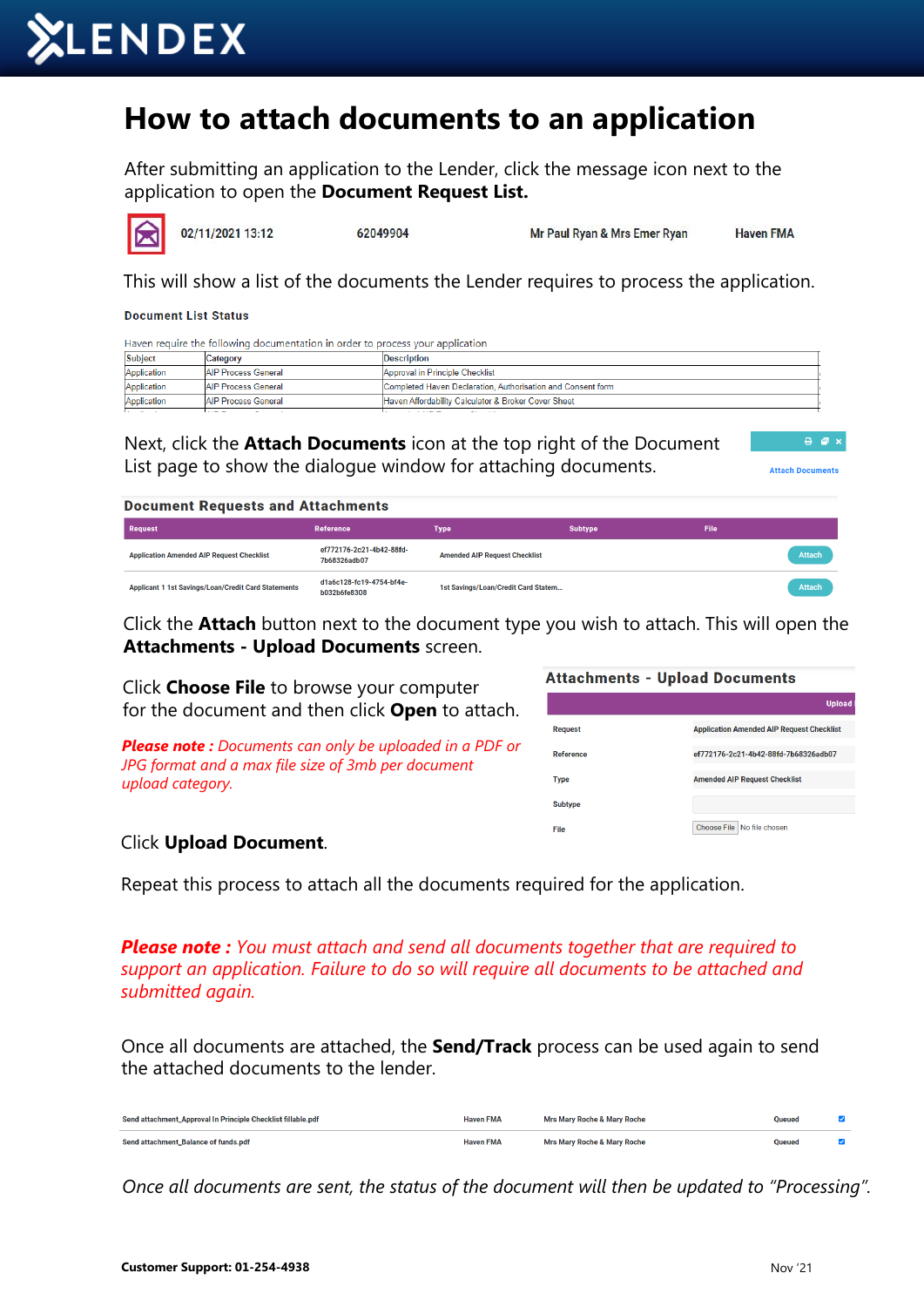# How to attach documents to an application

After submitting an application to the Lender, click the message icon next to the application to open the **Document Request List.**

| 02/11/2021 13:12 | 62049904 | Mr Paul Ryan & Mrs Emer Ryan | Haven FMA |
|---|---|---|---|

This will show a list of the documents the Lender requires to process the application.

**Document List Status**

Haven require the following documentation in order to process your application

| Subject | Category | Description |
|---|---|---|
| Application | AIP Process General | Approval in Principle Checklist |
| Application | AIP Process General | Completed Haven Declaration, Authorisation and Consent form |
| Application | AIP Process General | Haven Affordability Calculator & Broker Cover Sheet |

Next, click the **Attach Documents** icon at the top right of the Document List page to show the dialogue window for attaching documents.

Attach Documents

**Document Requests and Attachments**

| Request | Reference | Type | Subtype | File |
|---|---|---|---|---|
| Application Amended AIP Request Checklist | ef772176-2c21-4b42-88fd-7b68326adb07 | Amended AIP Request Checklist | | Attach |
| Applicant 1 1st Savings/Loan/Credit Card Statements | d1a6c128-fc19-4754-bf4e-b032b6fe8308 | 1st Savings/Loan/Credit Card Statem... | | Attach |

Click the **Attach** button next to the document type you wish to attach. This will open the **Attachments - Upload Documents** screen.

Click **Choose File** to browse your computer for the document and then click **Open** to attach.

***Please note :** Documents can only be uploaded in a PDF or JPG format and a max file size of 3mb per document upload category.*

**Attachments - Upload Documents**

| | Upload |
|---|---|
| Request | Application Amended AIP Request Checklist |
| Reference | ef772176-2c21-4b42-88fd-7b68326adb07 |
| Type | Amended AIP Request Checklist |
| Subtype | |
| File | Choose File No file chosen |

Click **Upload Document**.

Repeat this process to attach all the documents required for the application.

***Please note :** You must attach and send all documents together that are required to support an application. Failure to do so will require all documents to be attached and submitted again.*

Once all documents are attached, the **Send/Track** process can be used again to send the attached documents to the lender.

| Send attachment_Approval In Principle Checklist fillable.pdf | Haven FMA | Mrs Mary Roche & Mary Roche | Queued | ☑ |
|---|---|---|---|---|
| Send attachment_Balance of funds.pdf | Haven FMA | Mrs Mary Roche & Mary Roche | Queued | ☑ |

*Once all documents are sent, the status of the document will then be updated to "Processing".*

**Customer Support: 01-254-4938**

Nov '21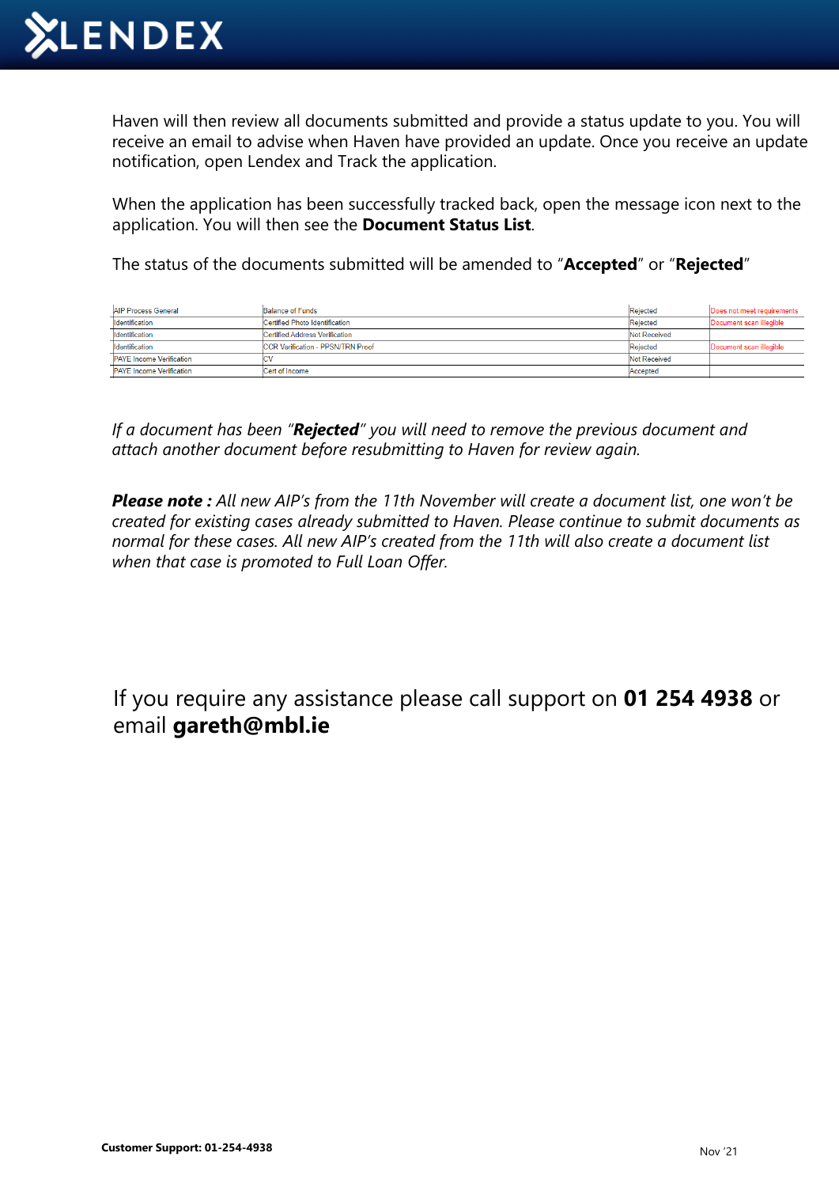Haven will then review all documents submitted and provide a status update to you. You will receive an email to advise when Haven have provided an update. Once you receive an update notification, open Lendex and Track the application.

When the application has been successfully tracked back, open the message icon next to the application. You will then see the **Document Status List**.

The status of the documents submitted will be amended to "**Accepted**" or "**Rejected**"

| | | | |
|---|---|---|---|
| AIP Process General | Balance of Funds | Rejected | Does not meet requirements |
| Identification | Certified Photo Identification | Rejected | Document scan illegible |
| Identification | Certified Address Verification | Not Received | |
| Identification | CCR Verification - PPSN/TRN Proof | Rejected | Document scan illegible |
| PAYE Income Verification | CV | Not Received | |
| PAYE Income Verification | Cert of Income | Accepted | |

*If a document has been "**Rejected**" you will need to remove the previous document and attach another document before resubmitting to Haven for review again.*

***Please note :*** *All new AIP's from the 11th November will create a document list, one won't be created for existing cases already submitted to Haven. Please continue to submit documents as normal for these cases. All new AIP's created from the 11th will also create a document list when that case is promoted to Full Loan Offer.*

If you require any assistance please call support on **01 254 4938** or email **gareth@mbl.ie**